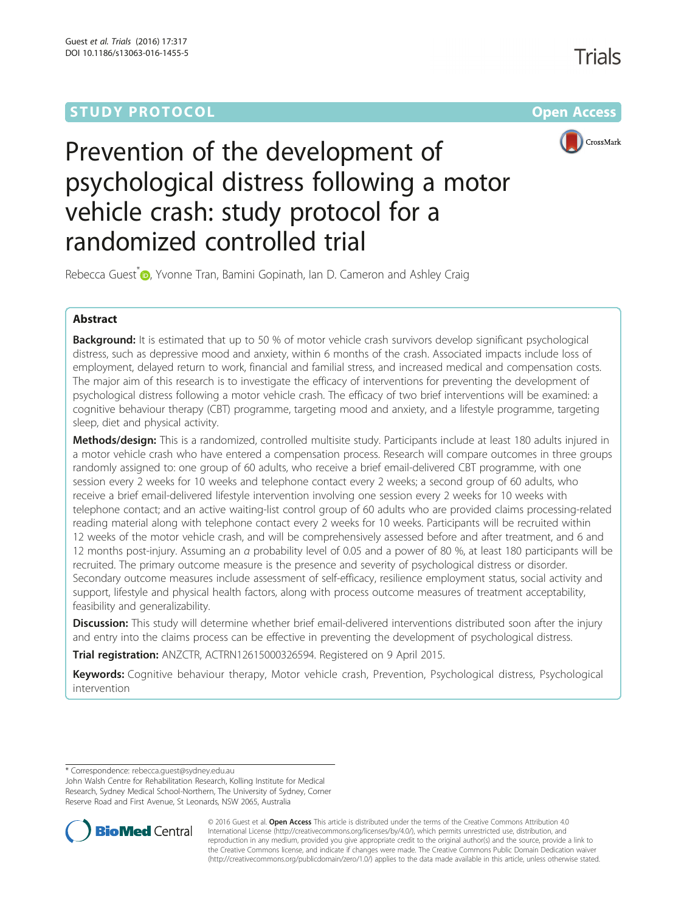STUDY PROTOCOL Open Access

# Prevention of the development of psychological distress following a motor vehicle crash: study protocol for a randomized controlled trial

Rebecca Guest*, Yvonne Tran, Bamini Gopinath, Ian D. Cameron and Ashley Craig

## Abstract

**Background:** It is estimated that up to 50 % of motor vehicle crash survivors develop significant psychological distress, such as depressive mood and anxiety, within 6 months of the crash. Associated impacts include loss of employment, delayed return to work, financial and familial stress, and increased medical and compensation costs. The major aim of this research is to investigate the efficacy of interventions for preventing the development of psychological distress following a motor vehicle crash. The efficacy of two brief interventions will be examined: a cognitive behaviour therapy (CBT) programme, targeting mood and anxiety, and a lifestyle programme, targeting sleep, diet and physical activity.

**Methods/design:** This is a randomized, controlled multisite study. Participants include at least 180 adults injured in a motor vehicle crash who have entered a compensation process. Research will compare outcomes in three groups randomly assigned to: one group of 60 adults, who receive a brief email-delivered CBT programme, with one session every 2 weeks for 10 weeks and telephone contact every 2 weeks; a second group of 60 adults, who receive a brief email-delivered lifestyle intervention involving one session every 2 weeks for 10 weeks with telephone contact; and an active waiting-list control group of 60 adults who are provided claims processing-related reading material along with telephone contact every 2 weeks for 10 weeks. Participants will be recruited within 12 weeks of the motor vehicle crash, and will be comprehensively assessed before and after treatment, and 6 and 12 months post-injury. Assuming an $\alpha$ probability level of 0.05 and a power of 80 %, at least 180 participants will be recruited. The primary outcome measure is the presence and severity of psychological distress or disorder. Secondary outcome measures include assessment of self-efficacy, resilience employment status, social activity and support, lifestyle and physical health factors, along with process outcome measures of treatment acceptability, feasibility and generalizability.

**Discussion:** This study will determine whether brief email-delivered interventions distributed soon after the injury and entry into the claims process can be effective in preventing the development of psychological distress.

**Trial registration:** ANZCTR, ACTRN12615000326594. Registered on 9 April 2015.

**Keywords:** Cognitive behaviour therapy, Motor vehicle crash, Prevention, Psychological distress, Psychological intervention

---

\* Correspondence: rebecca.guest@sydney.edu.au
John Walsh Centre for Rehabilitation Research, Kolling Institute for Medical Research, Sydney Medical School-Northern, The University of Sydney, Corner Reserve Road and First Avenue, St Leonards, NSW 2065, Australia

© 2016 Guest et al. **Open Access** This article is distributed under the terms of the Creative Commons Attribution 4.0 International License (http://creativecommons.org/licenses/by/4.0/), which permits unrestricted use, distribution, and reproduction in any medium, provided you give appropriate credit to the original author(s) and the source, provide a link to the Creative Commons license, and indicate if changes were made. The Creative Commons Public Domain Dedication waiver (http://creativecommons.org/publicdomain/zero/1.0/) applies to the data made available in this article, unless otherwise stated.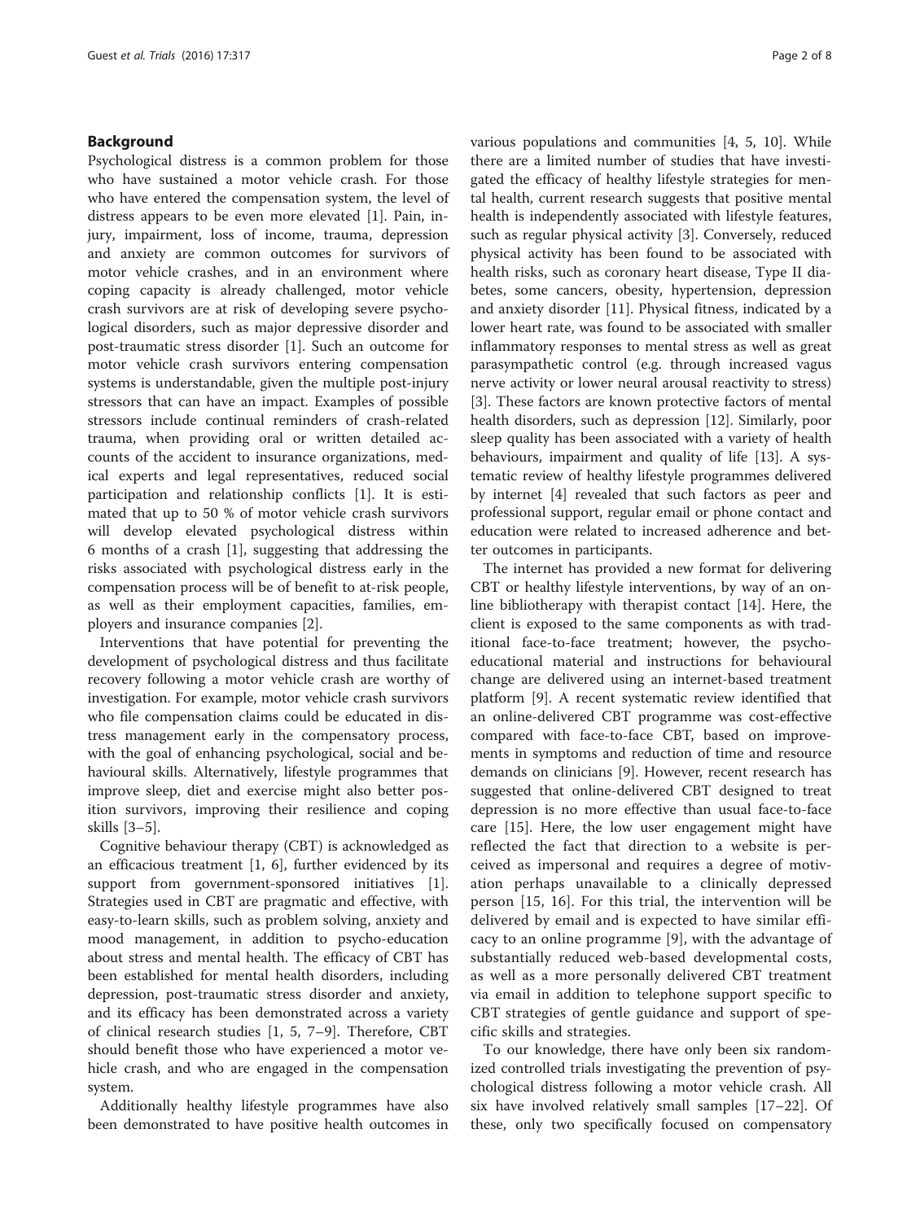## Background

Psychological distress is a common problem for those who have sustained a motor vehicle crash. For those who have entered the compensation system, the level of distress appears to be even more elevated [1]. Pain, injury, impairment, loss of income, trauma, depression and anxiety are common outcomes for survivors of motor vehicle crashes, and in an environment where coping capacity is already challenged, motor vehicle crash survivors are at risk of developing severe psychological disorders, such as major depressive disorder and post-traumatic stress disorder [1]. Such an outcome for motor vehicle crash survivors entering compensation systems is understandable, given the multiple post-injury stressors that can have an impact. Examples of possible stressors include continual reminders of crash-related trauma, when providing oral or written detailed accounts of the accident to insurance organizations, medical experts and legal representatives, reduced social participation and relationship conflicts [1]. It is estimated that up to 50 % of motor vehicle crash survivors will develop elevated psychological distress within 6 months of a crash [1], suggesting that addressing the risks associated with psychological distress early in the compensation process will be of benefit to at-risk people, as well as their employment capacities, families, employers and insurance companies [2].

Interventions that have potential for preventing the development of psychological distress and thus facilitate recovery following a motor vehicle crash are worthy of investigation. For example, motor vehicle crash survivors who file compensation claims could be educated in distress management early in the compensatory process, with the goal of enhancing psychological, social and behavioural skills. Alternatively, lifestyle programmes that improve sleep, diet and exercise might also better position survivors, improving their resilience and coping skills [3–5].

Cognitive behaviour therapy (CBT) is acknowledged as an efficacious treatment [1, 6], further evidenced by its support from government-sponsored initiatives [1]. Strategies used in CBT are pragmatic and effective, with easy-to-learn skills, such as problem solving, anxiety and mood management, in addition to psycho-education about stress and mental health. The efficacy of CBT has been established for mental health disorders, including depression, post-traumatic stress disorder and anxiety, and its efficacy has been demonstrated across a variety of clinical research studies [1, 5, 7–9]. Therefore, CBT should benefit those who have experienced a motor vehicle crash, and who are engaged in the compensation system.

Additionally healthy lifestyle programmes have also been demonstrated to have positive health outcomes in various populations and communities [4, 5, 10]. While there are a limited number of studies that have investigated the efficacy of healthy lifestyle strategies for mental health, current research suggests that positive mental health is independently associated with lifestyle features, such as regular physical activity [3]. Conversely, reduced physical activity has been found to be associated with health risks, such as coronary heart disease, Type II diabetes, some cancers, obesity, hypertension, depression and anxiety disorder [11]. Physical fitness, indicated by a lower heart rate, was found to be associated with smaller inflammatory responses to mental stress as well as great parasympathetic control (e.g. through increased vagus nerve activity or lower neural arousal reactivity to stress) [3]. These factors are known protective factors of mental health disorders, such as depression [12]. Similarly, poor sleep quality has been associated with a variety of health behaviours, impairment and quality of life [13]. A systematic review of healthy lifestyle programmes delivered by internet [4] revealed that such factors as peer and professional support, regular email or phone contact and education were related to increased adherence and better outcomes in participants.

The internet has provided a new format for delivering CBT or healthy lifestyle interventions, by way of an online bibliotherapy with therapist contact [14]. Here, the client is exposed to the same components as with traditional face-to-face treatment; however, the psychoeducational material and instructions for behavioural change are delivered using an internet-based treatment platform [9]. A recent systematic review identified that an online-delivered CBT programme was cost-effective compared with face-to-face CBT, based on improvements in symptoms and reduction of time and resource demands on clinicians [9]. However, recent research has suggested that online-delivered CBT designed to treat depression is no more effective than usual face-to-face care [15]. Here, the low user engagement might have reflected the fact that direction to a website is perceived as impersonal and requires a degree of motivation perhaps unavailable to a clinically depressed person [15, 16]. For this trial, the intervention will be delivered by email and is expected to have similar efficacy to an online programme [9], with the advantage of substantially reduced web-based developmental costs, as well as a more personally delivered CBT treatment via email in addition to telephone support specific to CBT strategies of gentle guidance and support of specific skills and strategies.

To our knowledge, there have only been six randomized controlled trials investigating the prevention of psychological distress following a motor vehicle crash. All six have involved relatively small samples [17–22]. Of these, only two specifically focused on compensatory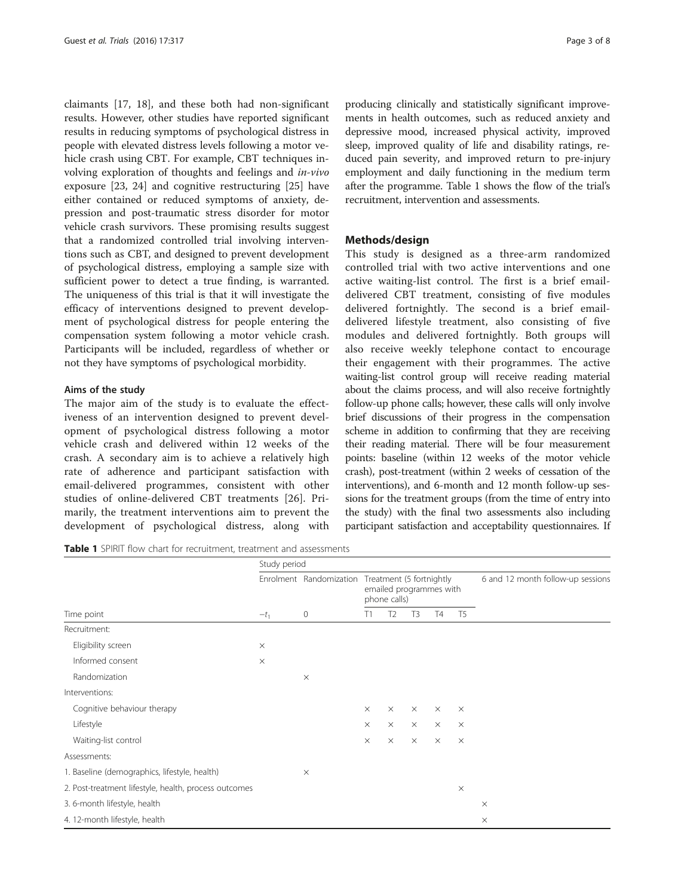claimants [17, 18], and these both had non-significant results. However, other studies have reported significant results in reducing symptoms of psychological distress in people with elevated distress levels following a motor vehicle crash using CBT. For example, CBT techniques involving exploration of thoughts and feelings and *in-vivo* exposure [23, 24] and cognitive restructuring [25] have either contained or reduced symptoms of anxiety, depression and post-traumatic stress disorder for motor vehicle crash survivors. These promising results suggest that a randomized controlled trial involving interventions such as CBT, and designed to prevent development of psychological distress, employing a sample size with sufficient power to detect a true finding, is warranted. The uniqueness of this trial is that it will investigate the efficacy of interventions designed to prevent development of psychological distress for people entering the compensation system following a motor vehicle crash. Participants will be included, regardless of whether or not they have symptoms of psychological morbidity.

### Aims of the study

The major aim of the study is to evaluate the effectiveness of an intervention designed to prevent development of psychological distress following a motor vehicle crash and delivered within 12 weeks of the crash. A secondary aim is to achieve a relatively high rate of adherence and participant satisfaction with email-delivered programmes, consistent with other studies of online-delivered CBT treatments [26]. Primarily, the treatment interventions aim to prevent the development of psychological distress, along with producing clinically and statistically significant improvements in health outcomes, such as reduced anxiety and depressive mood, increased physical activity, improved sleep, improved quality of life and disability ratings, reduced pain severity, and improved return to pre-injury employment and daily functioning in the medium term after the programme. Table 1 shows the flow of the trial's recruitment, intervention and assessments.

## Methods/design

This study is designed as a three-arm randomized controlled trial with two active interventions and one active waiting-list control. The first is a brief email-delivered CBT treatment, consisting of five modules delivered fortnightly. The second is a brief email-delivered lifestyle treatment, also consisting of five modules and delivered fortnightly. Both groups will also receive weekly telephone contact to encourage their engagement with their programmes. The active waiting-list control group will receive reading material about the claims process, and will also receive fortnightly follow-up phone calls; however, these calls will only involve brief discussions of their progress in the compensation scheme in addition to confirming that they are receiving their reading material. There will be four measurement points: baseline (within 12 weeks of the motor vehicle crash), post-treatment (within 2 weeks of cessation of the interventions), and 6-month and 12 month follow-up sessions for the treatment groups (from the time of entry into the study) with the final two assessments also including participant satisfaction and acceptability questionnaires. If

**Table 1** SPIRIT flow chart for recruitment, treatment and assessments

| | Study period | | | | | | | |
|---|---|---|---|---|---|---|---|---|
| | Enrolment | Randomization | Treatment (5 fortnightly emailed programmes with phone calls) | | | | | 6 and 12 month follow-up sessions |
| Time point | $-t_1$ | 0 | T1 | T2 | T3 | T4 | T5 | |
| Recruitment: | | | | | | | | |
| Eligibility screen | × | | | | | | | |
| Informed consent | × | | | | | | | |
| Randomization | | × | | | | | | |
| Interventions: | | | | | | | | |
| Cognitive behaviour therapy | | | × | × | × | × | × | |
| Lifestyle | | | × | × | × | × | × | |
| Waiting-list control | | | × | × | × | × | × | |
| Assessments: | | | | | | | | |
| 1. Baseline (demographics, lifestyle, health) | | × | | | | | | |
| 2. Post-treatment lifestyle, health, process outcomes | | | | | | | × | |
| 3. 6-month lifestyle, health | | | | | | | | × |
| 4. 12-month lifestyle, health | | | | | | | | × |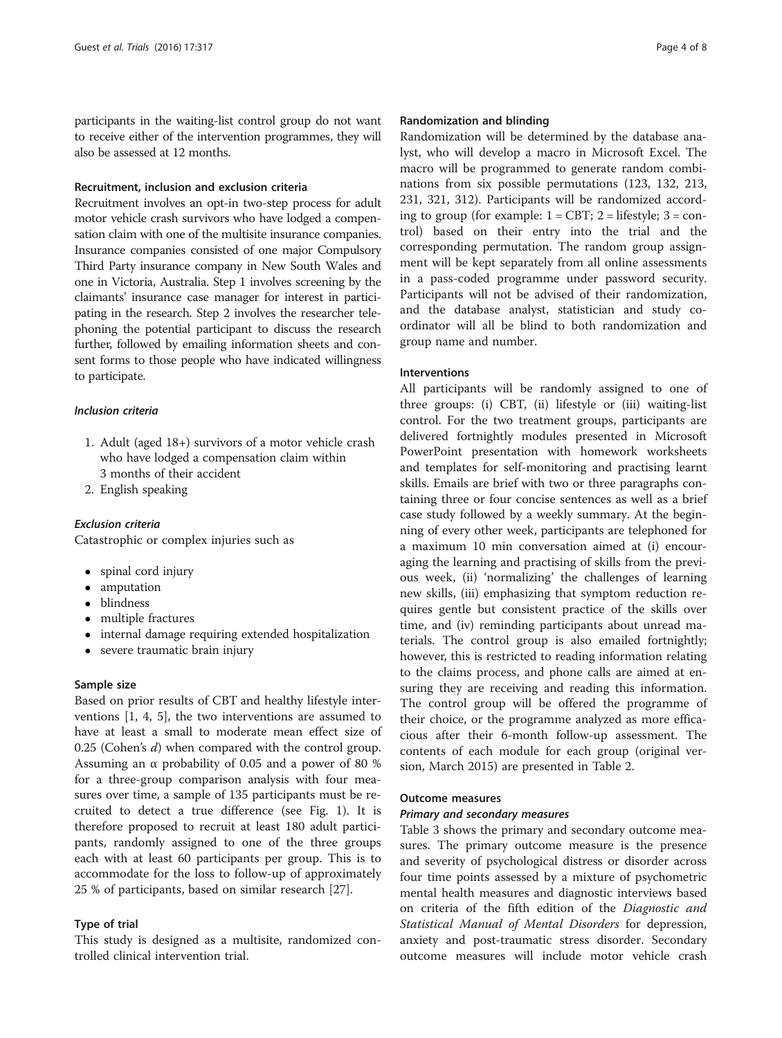participants in the waiting-list control group do not want to receive either of the intervention programmes, they will also be assessed at 12 months.

#### Recruitment, inclusion and exclusion criteria

Recruitment involves an opt-in two-step process for adult motor vehicle crash survivors who have lodged a compensation claim with one of the multisite insurance companies. Insurance companies consisted of one major Compulsory Third Party insurance company in New South Wales and one in Victoria, Australia. Step 1 involves screening by the claimants' insurance case manager for interest in participating in the research. Step 2 involves the researcher telephoning the potential participant to discuss the research further, followed by emailing information sheets and consent forms to those people who have indicated willingness to participate.

##### *Inclusion criteria*

1. Adult (aged 18+) survivors of a motor vehicle crash who have lodged a compensation claim within 3 months of their accident
2. English speaking

##### *Exclusion criteria*

Catastrophic or complex injuries such as

- spinal cord injury
- amputation
- blindness
- multiple fractures
- internal damage requiring extended hospitalization
- severe traumatic brain injury

#### Sample size

Based on prior results of CBT and healthy lifestyle interventions [1, 4, 5], the two interventions are assumed to have at least a small to moderate mean effect size of 0.25 (Cohen's $d$) when compared with the control group. Assuming an $\alpha$ probability of 0.05 and a power of 80 % for a three-group comparison analysis with four measures over time, a sample of 135 participants must be recruited to detect a true difference (see Fig. 1). It is therefore proposed to recruit at least 180 adult participants, randomly assigned to one of the three groups each with at least 60 participants per group. This is to accommodate for the loss to follow-up of approximately 25 % of participants, based on similar research [27].

#### Type of trial

This study is designed as a multisite, randomized controlled clinical intervention trial.

#### Randomization and blinding

Randomization will be determined by the database analyst, who will develop a macro in Microsoft Excel. The macro will be programmed to generate random combinations from six possible permutations (123, 132, 213, 231, 321, 312). Participants will be randomized according to group (for example: 1 = CBT; 2 = lifestyle; 3 = control) based on their entry into the trial and the corresponding permutation. The random group assignment will be kept separately from all online assessments in a pass-coded programme under password security. Participants will not be advised of their randomization, and the database analyst, statistician and study coordinator will all be blind to both randomization and group name and number.

#### Interventions

All participants will be randomly assigned to one of three groups: (i) CBT, (ii) lifestyle or (iii) waiting-list control. For the two treatment groups, participants are delivered fortnightly modules presented in Microsoft PowerPoint presentation with homework worksheets and templates for self-monitoring and practising learnt skills. Emails are brief with two or three paragraphs containing three or four concise sentences as well as a brief case study followed by a weekly summary. At the beginning of every other week, participants are telephoned for a maximum 10 min conversation aimed at (i) encouraging the learning and practising of skills from the previous week, (ii) 'normalizing' the challenges of learning new skills, (iii) emphasizing that symptom reduction requires gentle but consistent practice of the skills over time, and (iv) reminding participants about unread materials. The control group is also emailed fortnightly; however, this is restricted to reading information relating to the claims process, and phone calls are aimed at ensuring they are receiving and reading this information. The control group will be offered the programme of their choice, or the programme analyzed as more efficacious after their 6-month follow-up assessment. The contents of each module for each group (original version, March 2015) are presented in Table 2.

#### Outcome measures

##### *Primary and secondary measures*

Table 3 shows the primary and secondary outcome measures. The primary outcome measure is the presence and severity of psychological distress or disorder across four time points assessed by a mixture of psychometric mental health measures and diagnostic interviews based on criteria of the fifth edition of the *Diagnostic and Statistical Manual of Mental Disorders* for depression, anxiety and post-traumatic stress disorder. Secondary outcome measures will include motor vehicle crash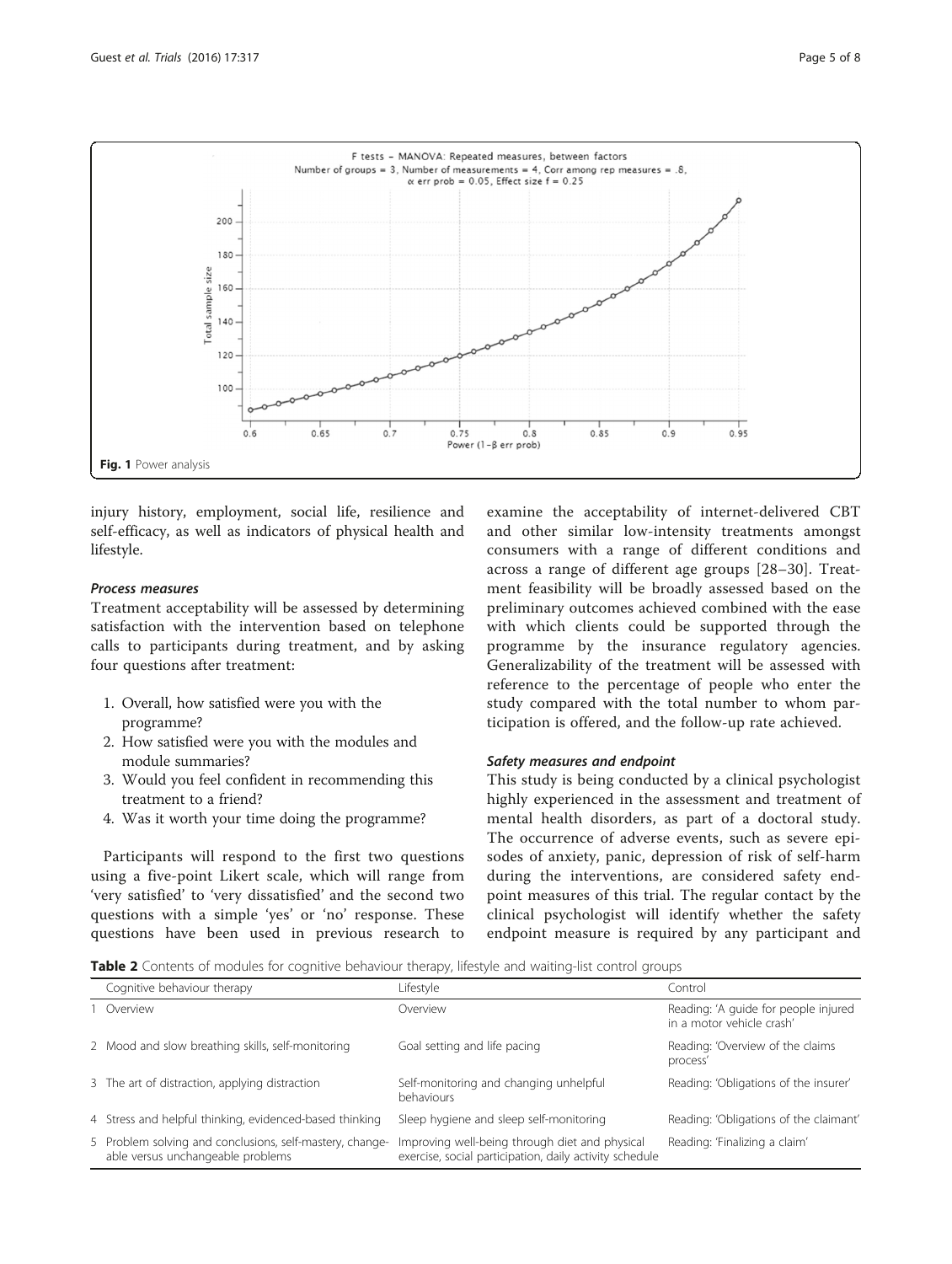Fig. 1 Power analysis

injury history, employment, social life, resilience and self-efficacy, as well as indicators of physical health and lifestyle.

### *Process measures*

Treatment acceptability will be assessed by determining satisfaction with the intervention based on telephone calls to participants during treatment, and by asking four questions after treatment:

1. Overall, how satisfied were you with the programme?
2. How satisfied were you with the modules and module summaries?
3. Would you feel confident in recommending this treatment to a friend?
4. Was it worth your time doing the programme?

Participants will respond to the first two questions using a five-point Likert scale, which will range from 'very satisfied' to 'very dissatisfied' and the second two questions with a simple 'yes' or 'no' response. These questions have been used in previous research to examine the acceptability of internet-delivered CBT and other similar low-intensity treatments amongst consumers with a range of different conditions and across a range of different age groups [28–30]. Treatment feasibility will be broadly assessed based on the preliminary outcomes achieved combined with the ease with which clients could be supported through the programme by the insurance regulatory agencies. Generalizability of the treatment will be assessed with reference to the percentage of people who enter the study compared with the total number to whom participation is offered, and the follow-up rate achieved.

### *Safety measures and endpoint*

This study is being conducted by a clinical psychologist highly experienced in the assessment and treatment of mental health disorders, as part of a doctoral study. The occurrence of adverse events, such as severe episodes of anxiety, panic, depression of risk of self-harm during the interventions, are considered safety endpoint measures of this trial. The regular contact by the clinical psychologist will identify whether the safety endpoint measure is required by any participant and

**Table 2** Contents of modules for cognitive behaviour therapy, lifestyle and waiting-list control groups

| | Cognitive behaviour therapy | Lifestyle | Control |
|---|---|---|---|
| 1 | Overview | Overview | Reading: 'A guide for people injured in a motor vehicle crash' |
| 2 | Mood and slow breathing skills, self-monitoring | Goal setting and life pacing | Reading: 'Overview of the claims process' |
| 3 | The art of distraction, applying distraction | Self-monitoring and changing unhelpful behaviours | Reading: 'Obligations of the insurer' |
| 4 | Stress and helpful thinking, evidenced-based thinking | Sleep hygiene and sleep self-monitoring | Reading: 'Obligations of the claimant' |
| 5 | Problem solving and conclusions, self-mastery, changeable versus unchangeable problems | Improving well-being through diet and physical exercise, social participation, daily activity schedule | Reading: 'Finalizing a claim' |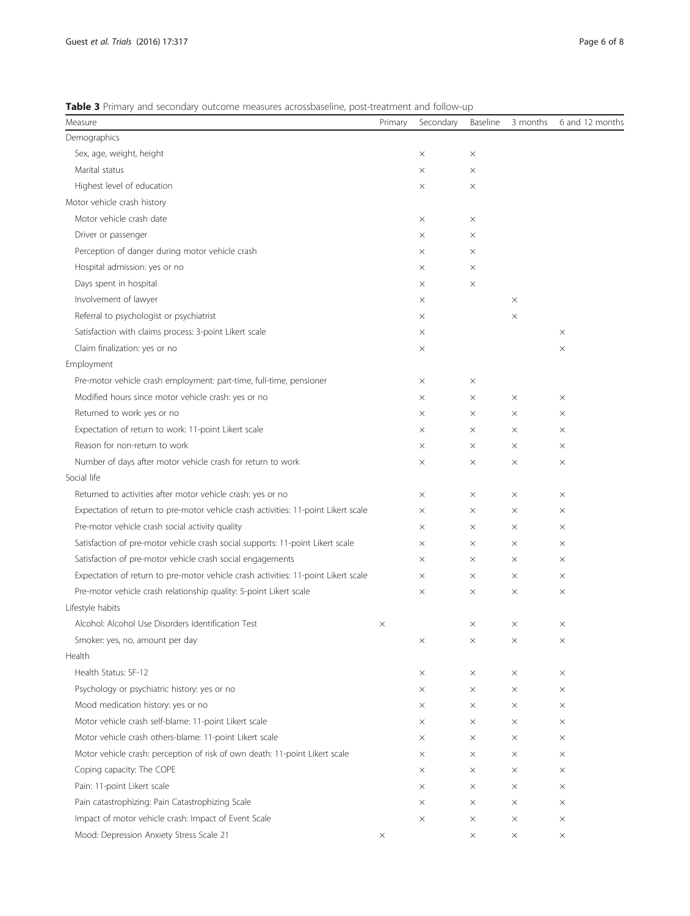**Table 3** Primary and secondary outcome measures acrossbaseline, post-treatment and follow-up

| Measure | Primary | Secondary | Baseline | 3 months | 6 and 12 months |
|---|---|---|---|---|---|
| Demographics | | | | | |
| Sex, age, weight, height | | × | × | | |
| Marital status | | × | × | | |
| Highest level of education | | × | × | | |
| Motor vehicle crash history | | | | | |
| Motor vehicle crash date | | × | × | | |
| Driver or passenger | | × | × | | |
| Perception of danger during motor vehicle crash | | × | × | | |
| Hospital admission: yes or no | | × | × | | |
| Days spent in hospital | | × | × | | |
| Involvement of lawyer | | × | | × | |
| Referral to psychologist or psychiatrist | | × | | × | |
| Satisfaction with claims process: 3-point Likert scale | | × | | | × |
| Claim finalization: yes or no | | × | | | × |
| Employment | | | | | |
| Pre-motor vehicle crash employment: part-time, full-time, pensioner | | × | × | | |
| Modified hours since motor vehicle crash: yes or no | | × | × | × | × |
| Returned to work: yes or no | | × | × | × | × |
| Expectation of return to work: 11-point Likert scale | | × | × | × | × |
| Reason for non-return to work | | × | × | × | × |
| Number of days after motor vehicle crash for return to work | | × | × | × | × |
| Social life | | | | | |
| Returned to activities after motor vehicle crash: yes or no | | × | × | × | × |
| Expectation of return to pre-motor vehicle crash activities: 11-point Likert scale | | × | × | × | × |
| Pre-motor vehicle crash social activity quality | | × | × | × | × |
| Satisfaction of pre-motor vehicle crash social supports: 11-point Likert scale | | × | × | × | × |
| Satisfaction of pre-motor vehicle crash social engagements | | × | × | × | × |
| Expectation of return to pre-motor vehicle crash activities: 11-point Likert scale | | × | × | × | × |
| Pre-motor vehicle crash relationship quality: 5-point Likert scale | | × | × | × | × |
| Lifestyle habits | | | | | |
| Alcohol: Alcohol Use Disorders Identification Test | × | | × | × | × |
| Smoker: yes, no, amount per day | | × | × | × | × |
| Health | | | | | |
| Health Status: SF-12 | | × | × | × | × |
| Psychology or psychiatric history: yes or no | | × | × | × | × |
| Mood medication history: yes or no | | × | × | × | × |
| Motor vehicle crash self-blame: 11-point Likert scale | | × | × | × | × |
| Motor vehicle crash others-blame: 11-point Likert scale | | × | × | × | × |
| Motor vehicle crash: perception of risk of own death: 11-point Likert scale | | × | × | × | × |
| Coping capacity: The COPE | | × | × | × | × |
| Pain: 11-point Likert scale | | × | × | × | × |
| Pain catastrophizing: Pain Catastrophizing Scale | | × | × | × | × |
| Impact of motor vehicle crash: Impact of Event Scale | | × | × | × | × |
| Mood: Depression Anxiety Stress Scale 21 | × | | × | × | × |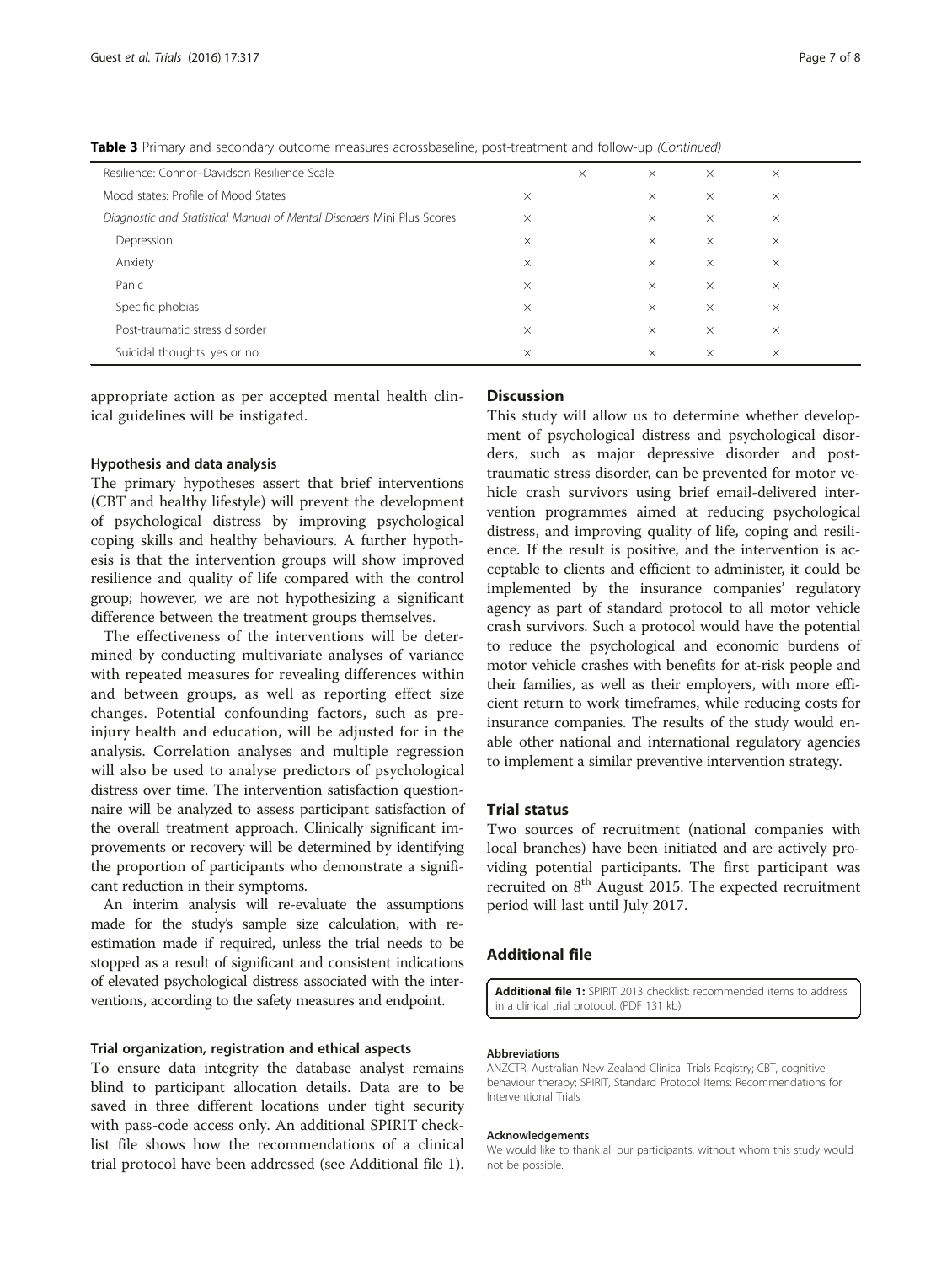**Table 3** Primary and secondary outcome measures acrossbaseline, post-treatment and follow-up *(Continued)*

| | | | | | |
|---|---|---|---|---|---|
| Resilience: Connor–Davidson Resilience Scale | | × | × | × | × |
| Mood states: Profile of Mood States | × | | × | × | × |
| *Diagnostic and Statistical Manual of Mental Disorders* Mini Plus Scores | × | | × | × | × |
| Depression | × | | × | × | × |
| Anxiety | × | | × | × | × |
| Panic | × | | × | × | × |
| Specific phobias | × | | × | × | × |
| Post-traumatic stress disorder | × | | × | × | × |
| Suicidal thoughts: yes or no | × | | × | × | × |

appropriate action as per accepted mental health clinical guidelines will be instigated.

### Hypothesis and data analysis

The primary hypotheses assert that brief interventions (CBT and healthy lifestyle) will prevent the development of psychological distress by improving psychological coping skills and healthy behaviours. A further hypothesis is that the intervention groups will show improved resilience and quality of life compared with the control group; however, we are not hypothesizing a significant difference between the treatment groups themselves.

The effectiveness of the interventions will be determined by conducting multivariate analyses of variance with repeated measures for revealing differences within and between groups, as well as reporting effect size changes. Potential confounding factors, such as pre-injury health and education, will be adjusted for in the analysis. Correlation analyses and multiple regression will also be used to analyse predictors of psychological distress over time. The intervention satisfaction questionnaire will be analyzed to assess participant satisfaction of the overall treatment approach. Clinically significant improvements or recovery will be determined by identifying the proportion of participants who demonstrate a significant reduction in their symptoms.

An interim analysis will re-evaluate the assumptions made for the study's sample size calculation, with re-estimation made if required, unless the trial needs to be stopped as a result of significant and consistent indications of elevated psychological distress associated with the interventions, according to the safety measures and endpoint.

### Trial organization, registration and ethical aspects

To ensure data integrity the database analyst remains blind to participant allocation details. Data are to be saved in three different locations under tight security with pass-code access only. An additional SPIRIT checklist file shows how the recommendations of a clinical trial protocol have been addressed (see Additional file 1).

## Discussion

This study will allow us to determine whether development of psychological distress and psychological disorders, such as major depressive disorder and post-traumatic stress disorder, can be prevented for motor vehicle crash survivors using brief email-delivered intervention programmes aimed at reducing psychological distress, and improving quality of life, coping and resilience. If the result is positive, and the intervention is acceptable to clients and efficient to administer, it could be implemented by the insurance companies' regulatory agency as part of standard protocol to all motor vehicle crash survivors. Such a protocol would have the potential to reduce the psychological and economic burdens of motor vehicle crashes with benefits for at-risk people and their families, as well as their employers, with more efficient return to work timeframes, while reducing costs for insurance companies. The results of the study would enable other national and international regulatory agencies to implement a similar preventive intervention strategy.

## Trial status

Two sources of recruitment (national companies with local branches) have been initiated and are actively providing potential participants. The first participant was recruited on 8th August 2015. The expected recruitment period will last until July 2017.

## Additional file

**Additional file 1:** SPIRIT 2013 checklist: recommended items to address in a clinical trial protocol. (PDF 131 kb)

#### Abbreviations

ANZCTR, Australian New Zealand Clinical Trials Registry; CBT, cognitive behaviour therapy; SPIRIT, Standard Protocol Items: Recommendations for Interventional Trials

#### Acknowledgements

We would like to thank all our participants, without whom this study would not be possible.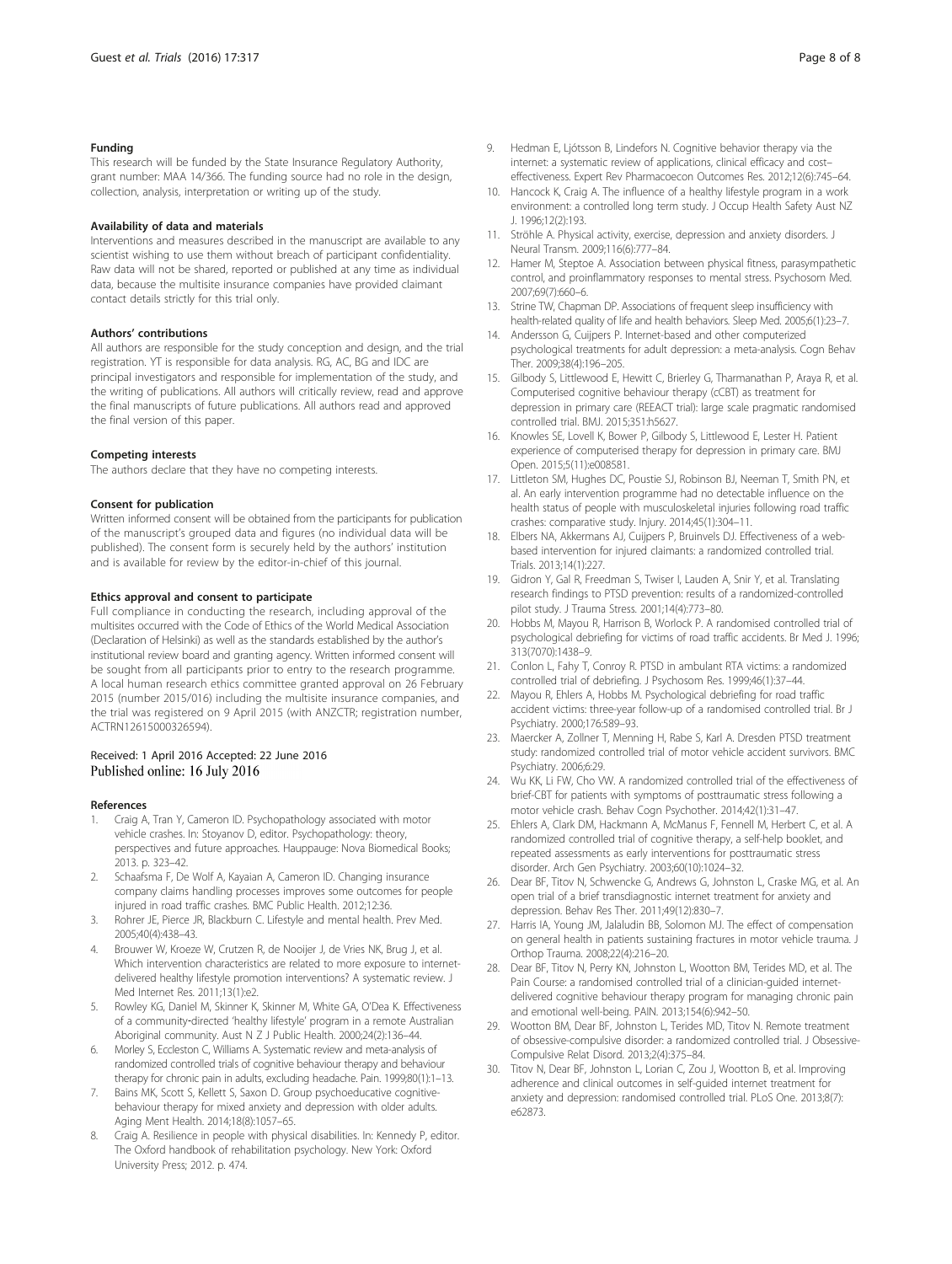### Funding

This research will be funded by the State Insurance Regulatory Authority, grant number: MAA 14/366. The funding source had no role in the design, collection, analysis, interpretation or writing up of the study.

### Availability of data and materials

Interventions and measures described in the manuscript are available to any scientist wishing to use them without breach of participant confidentiality. Raw data will not be shared, reported or published at any time as individual data, because the multisite insurance companies have provided claimant contact details strictly for this trial only.

### Authors' contributions

All authors are responsible for the study conception and design, and the trial registration. YT is responsible for data analysis. RG, AC, BG and IDC are principal investigators and responsible for implementation of the study, and the writing of publications. All authors will critically review, read and approve the final manuscripts of future publications. All authors read and approved the final version of this paper.

### Competing interests

The authors declare that they have no competing interests.

### Consent for publication

Written informed consent will be obtained from the participants for publication of the manuscript's grouped data and figures (no individual data will be published). The consent form is securely held by the authors' institution and is available for review by the editor-in-chief of this journal.

### Ethics approval and consent to participate

Full compliance in conducting the research, including approval of the multisites occurred with the Code of Ethics of the World Medical Association (Declaration of Helsinki) as well as the standards established by the author's institutional review board and granting agency. Written informed consent will be sought from all participants prior to entry to the research programme. A local human research ethics committee granted approval on 26 February 2015 (number 2015/016) including the multisite insurance companies, and the trial was registered on 9 April 2015 (with ANZCTR; registration number, ACTRN12615000326594).

Received: 1 April 2016 Accepted: 22 June 2016
Published online: 16 July 2016

### References

1. Craig A, Tran Y, Cameron ID. Psychopathology associated with motor vehicle crashes. In: Stoyanov D, editor. Psychopathology: theory, perspectives and future approaches. Hauppauge: Nova Biomedical Books; 2013. p. 323–42.
2. Schaafsma F, De Wolf A, Kayaian A, Cameron ID. Changing insurance company claims handling processes improves some outcomes for people injured in road traffic crashes. BMC Public Health. 2012;12:36.
3. Rohrer JE, Pierce JR, Blackburn C. Lifestyle and mental health. Prev Med. 2005;40(4):438–43.
4. Brouwer W, Kroeze W, Crutzen R, de Nooijer J, de Vries NK, Brug J, et al. Which intervention characteristics are related to more exposure to internet-delivered healthy lifestyle promotion interventions? A systematic review. J Med Internet Res. 2011;13(1):e2.
5. Rowley KG, Daniel M, Skinner K, Skinner M, White GA, O'Dea K. Effectiveness of a community-directed 'healthy lifestyle' program in a remote Australian Aboriginal community. Aust N Z J Public Health. 2000;24(2):136–44.
6. Morley S, Eccleston C, Williams A. Systematic review and meta-analysis of randomized controlled trials of cognitive behaviour therapy and behaviour therapy for chronic pain in adults, excluding headache. Pain. 1999;80(1):1–13.
7. Bains MK, Scott S, Kellett S, Saxon D. Group psychoeducative cognitive-behaviour therapy for mixed anxiety and depression with older adults. Aging Ment Health. 2014;18(8):1057–65.
8. Craig A. Resilience in people with physical disabilities. In: Kennedy P, editor. The Oxford handbook of rehabilitation psychology. New York: Oxford University Press; 2012. p. 474.
9. Hedman E, Ljótsson B, Lindefors N. Cognitive behavior therapy via the internet: a systematic review of applications, clinical efficacy and cost–effectiveness. Expert Rev Pharmacoecon Outcomes Res. 2012;12(6):745–64.
10. Hancock K, Craig A. The influence of a healthy lifestyle program in a work environment: a controlled long term study. J Occup Health Safety Aust NZ J. 1996;12(2):193.
11. Ströhle A. Physical activity, exercise, depression and anxiety disorders. J Neural Transm. 2009;116(6):777–84.
12. Hamer M, Steptoe A. Association between physical fitness, parasympathetic control, and proinflammatory responses to mental stress. Psychosom Med. 2007;69(7):660–6.
13. Strine TW, Chapman DP. Associations of frequent sleep insufficiency with health-related quality of life and health behaviors. Sleep Med. 2005;6(1):23–7.
14. Andersson G, Cuijpers P. Internet-based and other computerized psychological treatments for adult depression: a meta-analysis. Cogn Behav Ther. 2009;38(4):196–205.
15. Gilbody S, Littlewood E, Hewitt C, Brierley G, Tharmanathan P, Araya R, et al. Computerised cognitive behaviour therapy (cCBT) as treatment for depression in primary care (REEACT trial): large scale pragmatic randomised controlled trial. BMJ. 2015;351:h5627.
16. Knowles SE, Lovell K, Bower P, Gilbody S, Littlewood E, Lester H. Patient experience of computerised therapy for depression in primary care. BMJ Open. 2015;5(11):e008581.
17. Littleton SM, Hughes DC, Poustie SJ, Robinson BJ, Neeman T, Smith PN, et al. An early intervention programme had no detectable influence on the health status of people with musculoskeletal injuries following road traffic crashes: comparative study. Injury. 2014;45(1):304–11.
18. Elbers NA, Akkermans AJ, Cuijpers P, Bruinvels DJ. Effectiveness of a web-based intervention for injured claimants: a randomized controlled trial. Trials. 2013;14(1):227.
19. Gidron Y, Gal R, Freedman S, Twiser I, Lauden A, Snir Y, et al. Translating research findings to PTSD prevention: results of a randomized-controlled pilot study. J Trauma Stress. 2001;14(4):773–80.
20. Hobbs M, Mayou R, Harrison B, Worlock P. A randomised controlled trial of psychological debriefing for victims of road traffic accidents. Br Med J. 1996;313(7070):1438–9.
21. Conlon L, Fahy T, Conroy R. PTSD in ambulant RTA victims: a randomized controlled trial of debriefing. J Psychosom Res. 1999;46(1):37–44.
22. Mayou R, Ehlers A, Hobbs M. Psychological debriefing for road traffic accident victims: three-year follow-up of a randomised controlled trial. Br J Psychiatry. 2000;176:589–93.
23. Maercker A, Zollner T, Menning H, Rabe S, Karl A. Dresden PTSD treatment study: randomized controlled trial of motor vehicle accident survivors. BMC Psychiatry. 2006;6:29.
24. Wu KK, Li FW, Cho VW. A randomized controlled trial of the effectiveness of brief-CBT for patients with symptoms of posttraumatic stress following a motor vehicle crash. Behav Cogn Psychother. 2014;42(1):31–47.
25. Ehlers A, Clark DM, Hackmann A, McManus F, Fennell M, Herbert C, et al. A randomized controlled trial of cognitive therapy, a self-help booklet, and repeated assessments as early interventions for posttraumatic stress disorder. Arch Gen Psychiatry. 2003;60(10):1024–32.
26. Dear BF, Titov N, Schwencke G, Andrews G, Johnston L, Craske MG, et al. An open trial of a brief transdiagnostic internet treatment for anxiety and depression. Behav Res Ther. 2011;49(12):830–7.
27. Harris IA, Young JM, Jalaludin BB, Solomon MJ. The effect of compensation on general health in patients sustaining fractures in motor vehicle trauma. J Orthop Trauma. 2008;22(4):216–20.
28. Dear BF, Titov N, Perry KN, Johnston L, Wootton BM, Terides MD, et al. The Pain Course: a randomised controlled trial of a clinician-guided internet-delivered cognitive behaviour therapy program for managing chronic pain and emotional well-being. PAIN. 2013;154(6):942–50.
29. Wootton BM, Dear BF, Johnston L, Terides MD, Titov N. Remote treatment of obsessive-compulsive disorder: a randomized controlled trial. J Obsessive-Compulsive Relat Disord. 2013;2(4):375–84.
30. Titov N, Dear BF, Johnston L, Lorian C, Zou J, Wootton B, et al. Improving adherence and clinical outcomes in self-guided internet treatment for anxiety and depression: randomised controlled trial. PLoS One. 2013;8(7):e62873.